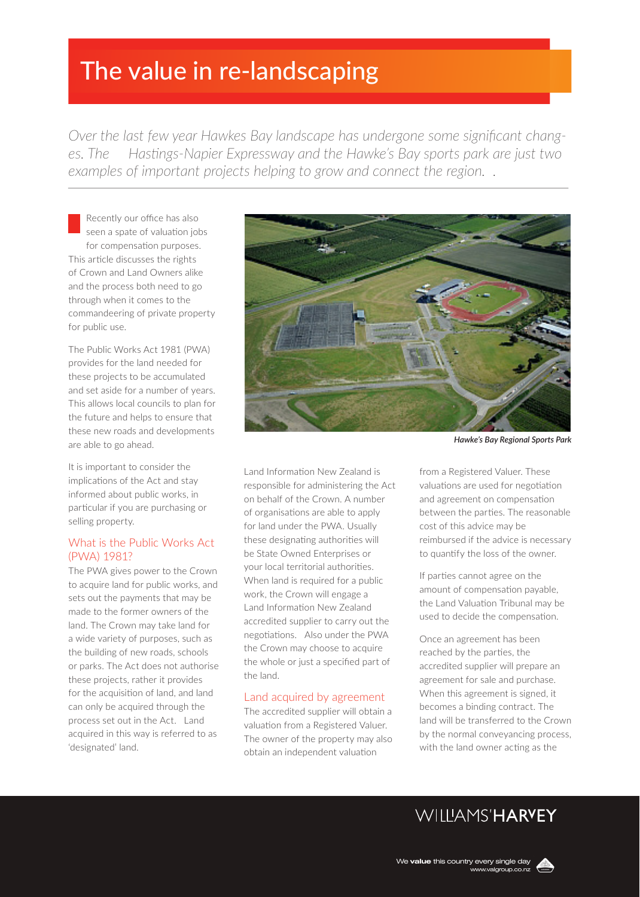# The value in re-landscaping

*Over the last few year Hawkes Bay landscape has undergone some significant changes. The Hastings-Napier Expressway and the Hawke's Bay sports park are just two examples of important projects helping to grow and connect the region.*

Recently our office has also seen a spate of valuation jobs for compensation purposes. This article discusses the rights of Crown and Land Owners alike and the process both need to go through when it comes to the commandeering of private property for public use.

The Public Works Act 1981 (PWA) provides for the land needed for these projects to be accumulated and set aside for a number of years. This allows local councils to plan for the future and helps to ensure that these new roads and developments are able to go ahead.

It is important to consider the implications of the Act and stay informed about public works, in particular if you are purchasing or selling property.

## What is the Public Works Act (PWA) 1981?

The PWA gives power to the Crown to acquire land for public works, and sets out the payments that may be made to the former owners of the land. The Crown may take land for a wide variety of purposes, such as the building of new roads, schools or parks. The Act does not authorise these projects, rather it provides for the acquisition of land, and land can only be acquired through the process set out in the Act. Land acquired in this way is referred to as 'designated' land.

*Hawke's Bay Regional Sports Park*

Land Information New Zealand is responsible for administering the Act on behalf of the Crown. A number of organisations are able to apply for land under the PWA. Usually these designating authorities will be State Owned Enterprises or your local territorial authorities. When land is required for a public work, the Crown will engage a Land Information New Zealand accredited supplier to carry out the negotiations. Also under the PWA the Crown may choose to acquire the whole or just a specified part of the land.

## Land acquired by agreement

The accredited supplier will obtain a valuation from a Registered Valuer. The owner of the property may also obtain an independent valuation from a Registered Valuer. These valuations are used for negotiation and agreement on compensation between the parties. The reasonable cost of this advice may be reimbursed if the advice is necessary to quantify the loss of the owner.

If parties cannot agree on the amount of compensation payable, the Land Valuation Tribunal may be used to decide the compensation.

Once an agreement has been reached by the parties, the accredited supplier will prepare an agreement for sale and purchase. When this agreement is signed, it becomes a binding contract. The land will be transferred to the Crown by the normal conveyancing process, with the land owner acting as the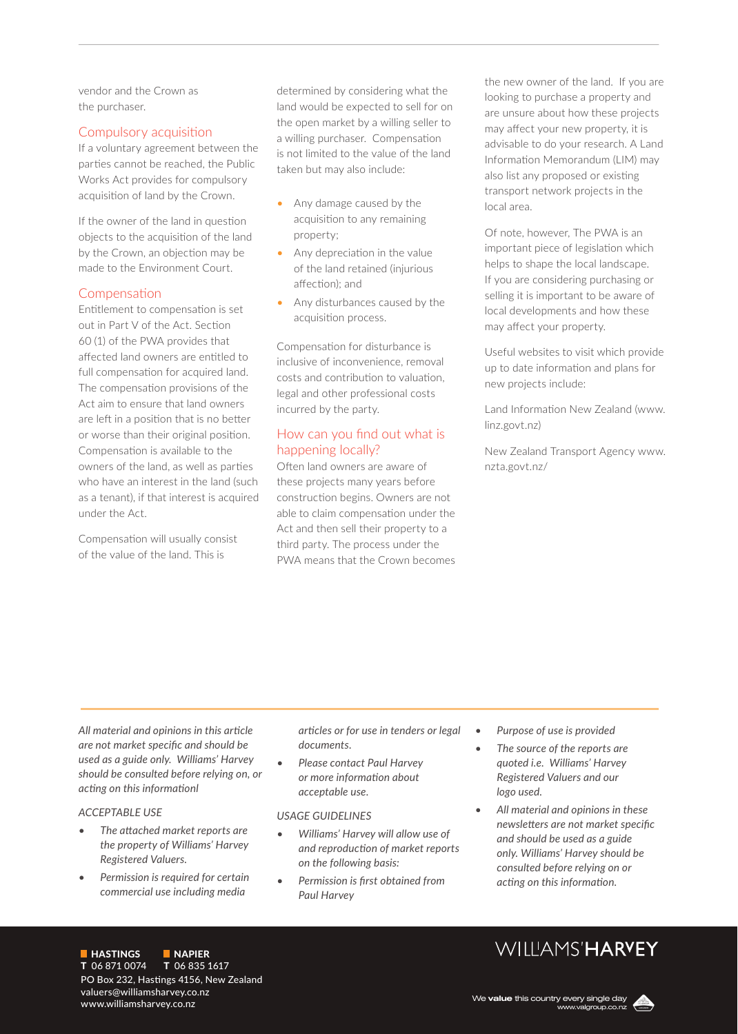vendor and the Crown as the purchaser.

## Compulsory acquisition

If a voluntary agreement between the parties cannot be reached, the Public Works Act provides for compulsory acquisition of land by the Crown.

If the owner of the land in question objects to the acquisition of the land by the Crown, an objection may be made to the Environment Court.

## Compensation

Entitlement to compensation is set out in Part V of the Act. Section 60 (1) of the PWA provides that affected land owners are entitled to full compensation for acquired land. The compensation provisions of the Act aim to ensure that land owners are left in a position that is no better or worse than their original position. Compensation is available to the owners of the land, as well as parties who have an interest in the land (such as a tenant), if that interest is acquired under the Act.

Compensation will usually consist of the value of the land. This is determined by considering what the land would be expected to sell for on the open market by a willing seller to a willing purchaser. Compensation is not limited to the value of the land taken but may also include:

- Any damage caused by the acquisition to any remaining property;
- Any depreciation in the value of the land retained (injurious affection); and
- Any disturbances caused by the acquisition process.

Compensation for disturbance is inclusive of inconvenience, removal costs and contribution to valuation, legal and other professional costs incurred by the party.

## How can you find out what is happening locally?

Often land owners are aware of these projects many years before construction begins. Owners are not able to claim compensation under the Act and then sell their property to a third party. The process under the PWA means that the Crown becomes the new owner of the land. If you are looking to purchase a property and are unsure about how these projects may affect your new property, it is advisable to do your research. A Land Information Memorandum (LIM) may also list any proposed or existing transport network projects in the local area.

Of note, however, The PWA is an important piece of legislation which helps to shape the local landscape. If you are considering purchasing or selling it is important to be aware of local developments and how these may affect your property.

Useful websites to visit which provide up to date information and plans for new projects include:

Land Information New Zealand (www.linz.govt.nz)

New Zealand Transport Agency www.nzta.govt.nz/

---

*All material and opinions in this article are not market specific and should be used as a guide only. Williams' Harvey should be consulted before relying on, or acting on this informationl*

*ACCEPTABLE USE*

- *The attached market reports are the property of Williams' Harvey Registered Valuers.*
- *Permission is required for certain commercial use including media articles or for use in tenders or legal documents.*
- *Please contact Paul Harvey or more information about acceptable use.*

*USAGE GUIDELINES*

- *Williams' Harvey will allow use of and reproduction of market reports on the following basis:*
- *Permission is first obtained from Paul Harvey*
- *Purpose of use is provided*
- *The source of the reports are quoted i.e. Williams' Harvey Registered Valuers and our logo used.*
- *All material and opinions in these newsletters are not market specific and should be used as a guide only. Williams' Harvey should be consulted before relying on or acting on this information.*

**HASTINGS**
**T** 06 871 0074

**NAPIER**
**T** 06 835 1617

PO Box 232, Hastings 4156, New Zealand
valuers@williamsharvey.co.nz
www.williamsharvey.co.nz

WILLIAMS'HARVEY

We **value** this country every single day
www.valgroup.co.nz